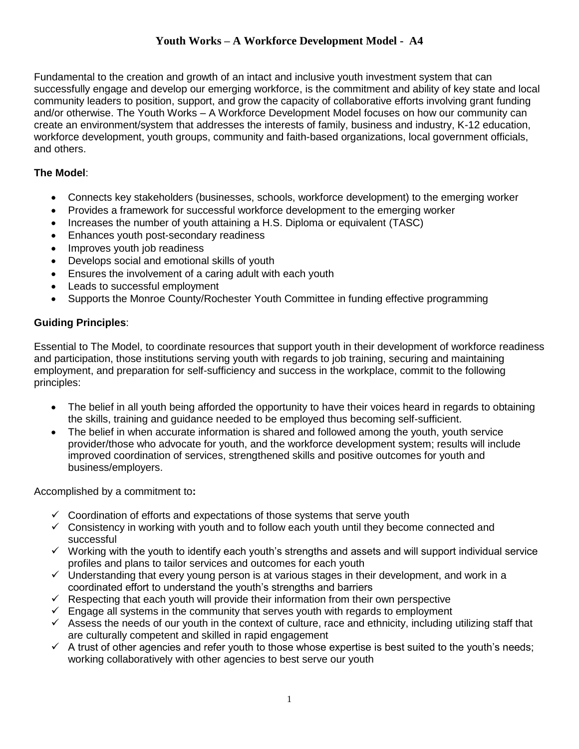# Youth Works – A Workforce Development Model - A4

Fundamental to the creation and growth of an intact and inclusive youth investment system that can successfully engage and develop our emerging workforce, is the commitment and ability of key state and local community leaders to position, support, and grow the capacity of collaborative efforts involving grant funding and/or otherwise. The Youth Works – A Workforce Development Model focuses on how our community can create an environment/system that addresses the interests of family, business and industry, K-12 education, workforce development, youth groups, community and faith-based organizations, local government officials, and others.

**The Model**:

- Connects key stakeholders (businesses, schools, workforce development) to the emerging worker
- Provides a framework for successful workforce development to the emerging worker
- Increases the number of youth attaining a H.S. Diploma or equivalent (TASC)
- Enhances youth post-secondary readiness
- Improves youth job readiness
- Develops social and emotional skills of youth
- Ensures the involvement of a caring adult with each youth
- Leads to successful employment
- Supports the Monroe County/Rochester Youth Committee in funding effective programming

**Guiding Principles**:

Essential to The Model, to coordinate resources that support youth in their development of workforce readiness and participation, those institutions serving youth with regards to job training, securing and maintaining employment, and preparation for self-sufficiency and success in the workplace, commit to the following principles:

- The belief in all youth being afforded the opportunity to have their voices heard in regards to obtaining the skills, training and guidance needed to be employed thus becoming self-sufficient.
- The belief in when accurate information is shared and followed among the youth, youth service provider/those who advocate for youth, and the workforce development system; results will include improved coordination of services, strengthened skills and positive outcomes for youth and business/employers.

Accomplished by a commitment to**:**

- ✓ Coordination of efforts and expectations of those systems that serve youth
- ✓ Consistency in working with youth and to follow each youth until they become connected and successful
- ✓ Working with the youth to identify each youth's strengths and assets and will support individual service profiles and plans to tailor services and outcomes for each youth
- ✓ Understanding that every young person is at various stages in their development, and work in a coordinated effort to understand the youth's strengths and barriers
- ✓ Respecting that each youth will provide their information from their own perspective
- ✓ Engage all systems in the community that serves youth with regards to employment
- ✓ Assess the needs of our youth in the context of culture, race and ethnicity, including utilizing staff that are culturally competent and skilled in rapid engagement
- ✓ A trust of other agencies and refer youth to those whose expertise is best suited to the youth's needs; working collaboratively with other agencies to best serve our youth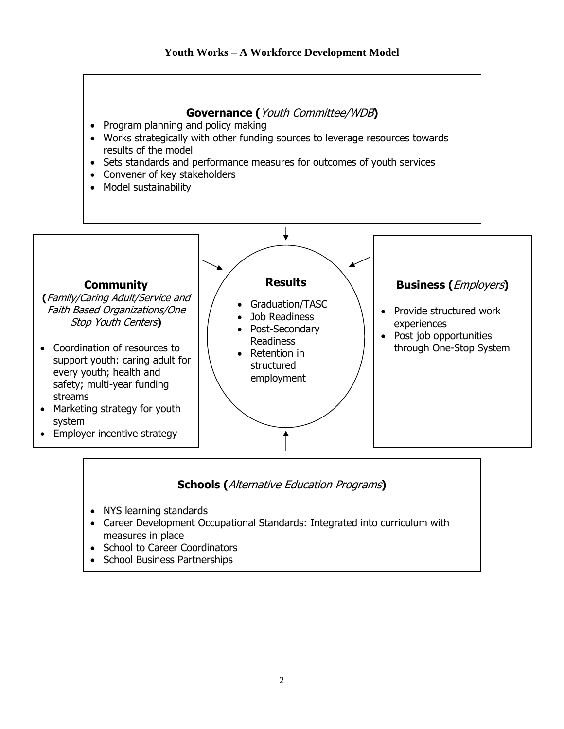# Youth Works – A Workforce Development Model

## Governance (*Youth Committee/WDB*)

- Program planning and policy making
- Works strategically with other funding sources to leverage resources towards results of the model
- Sets standards and performance measures for outcomes of youth services
- Convener of key stakeholders
- Model sustainability

## Community (*Family/Caring Adult/Service and Faith Based Organizations/One Stop Youth Centers*)

- Coordination of resources to support youth: caring adult for every youth; health and safety; multi-year funding streams
- Marketing strategy for youth system
- Employer incentive strategy

## Results

- Graduation/TASC
- Job Readiness
- Post-Secondary Readiness
- Retention in structured employment

## Business (*Employers*)

- Provide structured work experiences
- Post job opportunities through One-Stop System

## Schools (*Alternative Education Programs*)

- NYS learning standards
- Career Development Occupational Standards: Integrated into curriculum with measures in place
- School to Career Coordinators
- School Business Partnerships